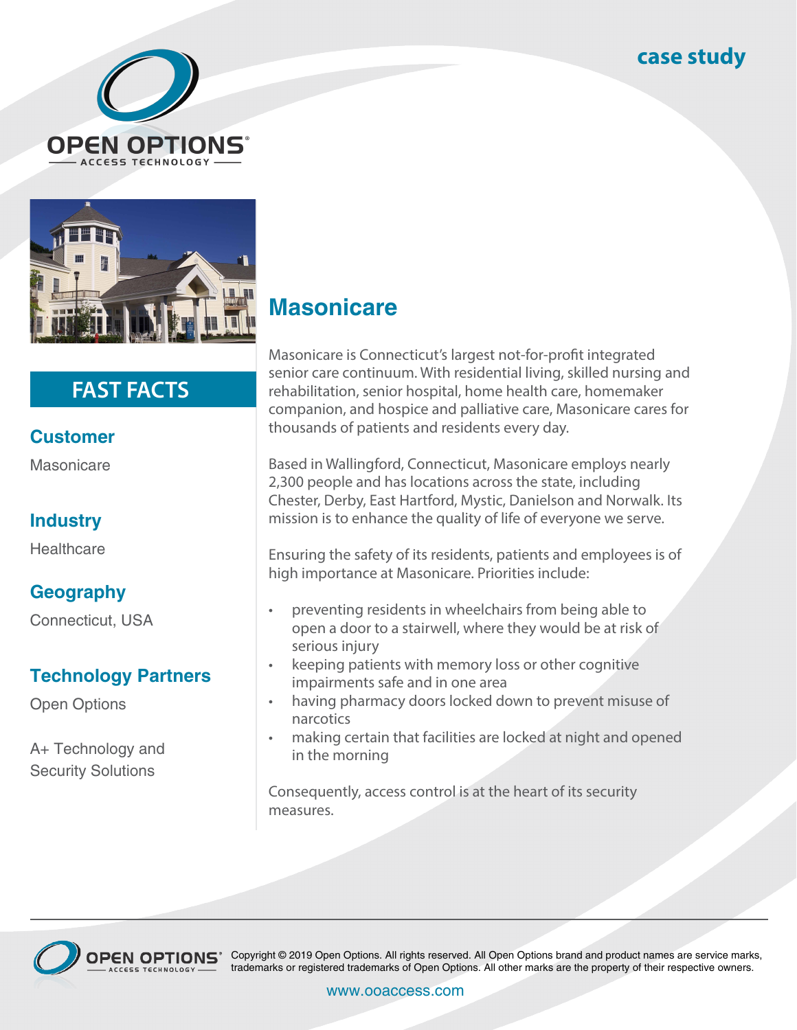case study

## FAST FACTS

### Customer

Masonicare

### Industry

Healthcare

### Geography

Connecticut, USA

### Technology Partners

Open Options

A+ Technology and Security Solutions

# Masonicare

Masonicare is Connecticut's largest not-for-profit integrated senior care continuum. With residential living, skilled nursing and rehabilitation, senior hospital, home health care, homemaker companion, and hospice and palliative care, Masonicare cares for thousands of patients and residents every day.

Based in Wallingford, Connecticut, Masonicare employs nearly 2,300 people and has locations across the state, including Chester, Derby, East Hartford, Mystic, Danielson and Norwalk. Its mission is to enhance the quality of life of everyone we serve.

Ensuring the safety of its residents, patients and employees is of high importance at Masonicare. Priorities include:

- preventing residents in wheelchairs from being able to open a door to a stairwell, where they would be at risk of serious injury
- keeping patients with memory loss or other cognitive impairments safe and in one area
- having pharmacy doors locked down to prevent misuse of narcotics
- making certain that facilities are locked at night and opened in the morning

Consequently, access control is at the heart of its security measures.

Copyright © 2019 Open Options. All rights reserved. All Open Options brand and product names are service marks, trademarks or registered trademarks of Open Options. All other marks are the property of their respective owners.

www.ooaccess.com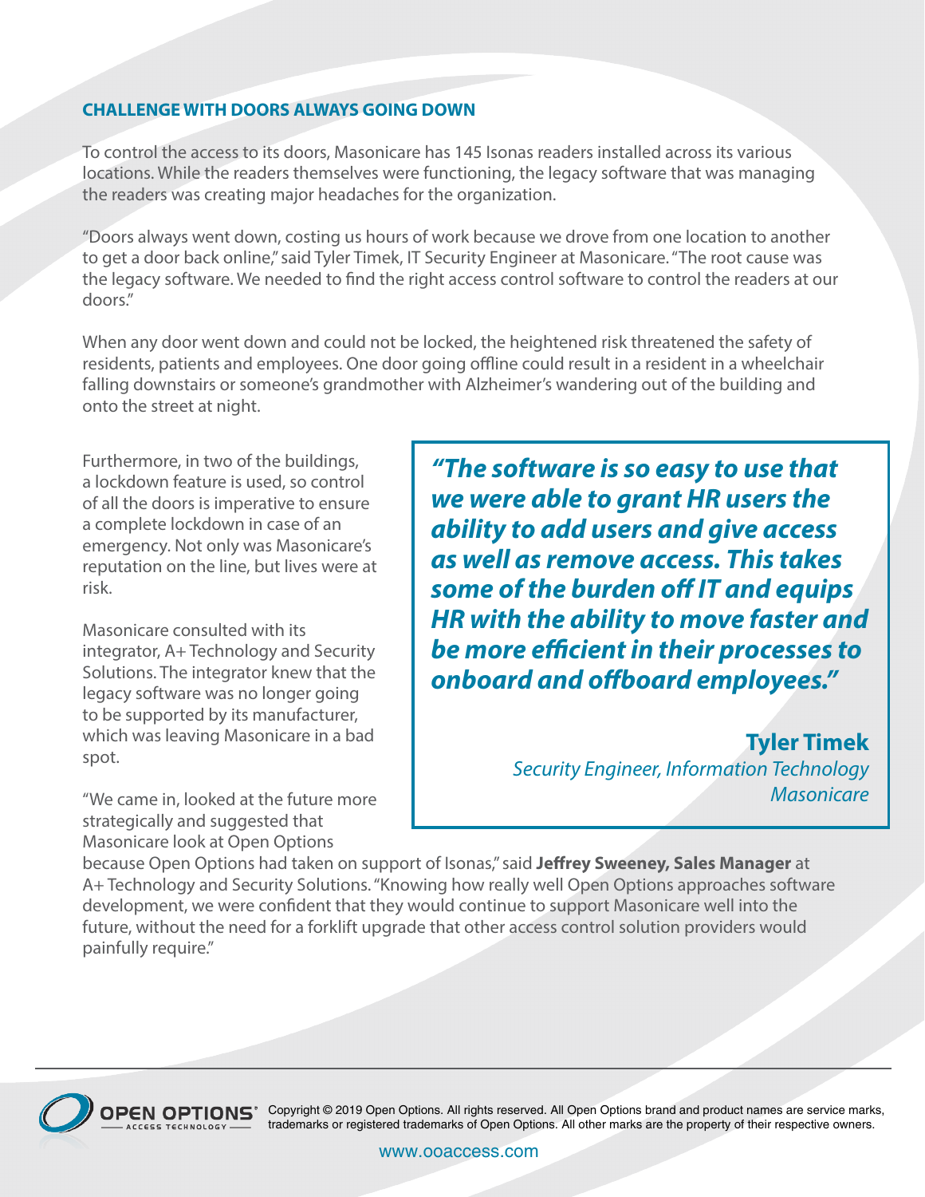## CHALLENGE WITH DOORS ALWAYS GOING DOWN

To control the access to its doors, Masonicare has 145 Isonas readers installed across its various locations. While the readers themselves were functioning, the legacy software that was managing the readers was creating major headaches for the organization.

"Doors always went down, costing us hours of work because we drove from one location to another to get a door back online," said Tyler Timek, IT Security Engineer at Masonicare. "The root cause was the legacy software. We needed to find the right access control software to control the readers at our doors."

When any door went down and could not be locked, the heightened risk threatened the safety of residents, patients and employees. One door going offline could result in a resident in a wheelchair falling downstairs or someone's grandmother with Alzheimer's wandering out of the building and onto the street at night.

Furthermore, in two of the buildings, a lockdown feature is used, so control of all the doors is imperative to ensure a complete lockdown in case of an emergency. Not only was Masonicare's reputation on the line, but lives were at risk.

Masonicare consulted with its integrator, A+ Technology and Security Solutions. The integrator knew that the legacy software was no longer going to be supported by its manufacturer, which was leaving Masonicare in a bad spot.

"We came in, looked at the future more strategically and suggested that Masonicare look at Open Options because Open Options had taken on support of Isonas," said **Jeffrey Sweeney, Sales Manager** at A+ Technology and Security Solutions. "Knowing how really well Open Options approaches software development, we were confident that they would continue to support Masonicare well into the future, without the need for a forklift upgrade that other access control solution providers would painfully require."

> ***"The software is so easy to use that we were able to grant HR users the ability to add users and give access as well as remove access. This takes some of the burden off IT and equips HR with the ability to move faster and be more efficient in their processes to onboard and offboard employees."***
>
> **Tyler Timek**
> *Security Engineer, Information Technology*
> *Masonicare*

Copyright © 2019 Open Options. All rights reserved. All Open Options brand and product names are service marks, trademarks or registered trademarks of Open Options. All other marks are the property of their respective owners.

www.ooaccess.com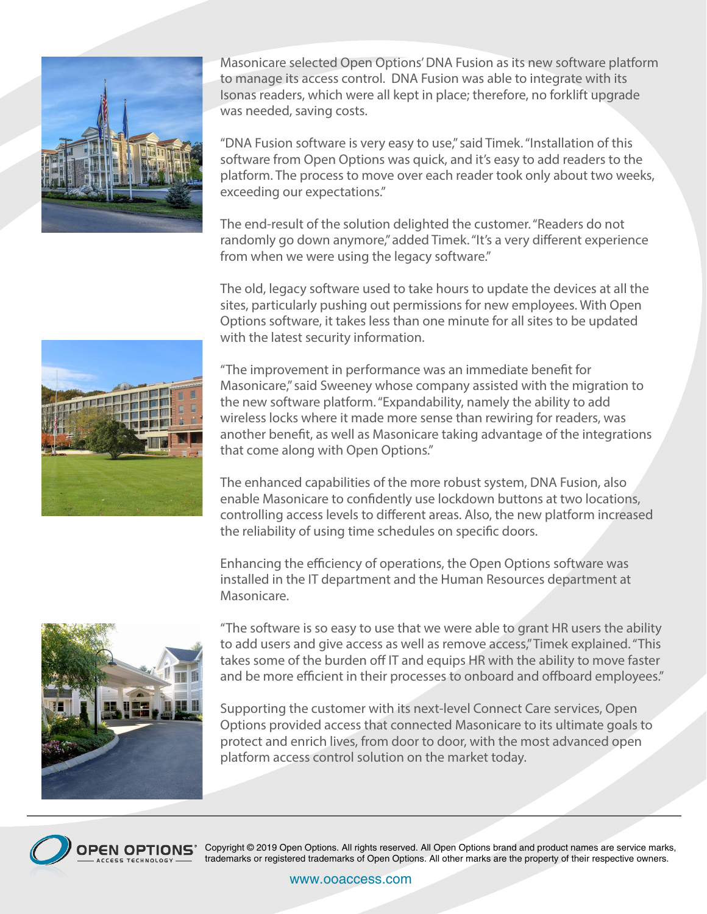Masonicare selected Open Options' DNA Fusion as its new software platform to manage its access control. DNA Fusion was able to integrate with its Isonas readers, which were all kept in place; therefore, no forklift upgrade was needed, saving costs.

"DNA Fusion software is very easy to use," said Timek. "Installation of this software from Open Options was quick, and it's easy to add readers to the platform. The process to move over each reader took only about two weeks, exceeding our expectations."

The end-result of the solution delighted the customer. "Readers do not randomly go down anymore," added Timek. "It's a very different experience from when we were using the legacy software."

The old, legacy software used to take hours to update the devices at all the sites, particularly pushing out permissions for new employees. With Open Options software, it takes less than one minute for all sites to be updated with the latest security information.

"The improvement in performance was an immediate benefit for Masonicare," said Sweeney whose company assisted with the migration to the new software platform. "Expandability, namely the ability to add wireless locks where it made more sense than rewiring for readers, was another benefit, as well as Masonicare taking advantage of the integrations that come along with Open Options."

The enhanced capabilities of the more robust system, DNA Fusion, also enable Masonicare to confidently use lockdown buttons at two locations, controlling access levels to different areas. Also, the new platform increased the reliability of using time schedules on specific doors.

Enhancing the efficiency of operations, the Open Options software was installed in the IT department and the Human Resources department at Masonicare.

"The software is so easy to use that we were able to grant HR users the ability to add users and give access as well as remove access," Timek explained. "This takes some of the burden off IT and equips HR with the ability to move faster and be more efficient in their processes to onboard and offboard employees."

Supporting the customer with its next-level Connect Care services, Open Options provided access that connected Masonicare to its ultimate goals to protect and enrich lives, from door to door, with the most advanced open platform access control solution on the market today.

OPEN OPTIONS® ACCESS TECHNOLOGY

Copyright © 2019 Open Options. All rights reserved. All Open Options brand and product names are service marks, trademarks or registered trademarks of Open Options. All other marks are the property of their respective owners.

www.ooaccess.com